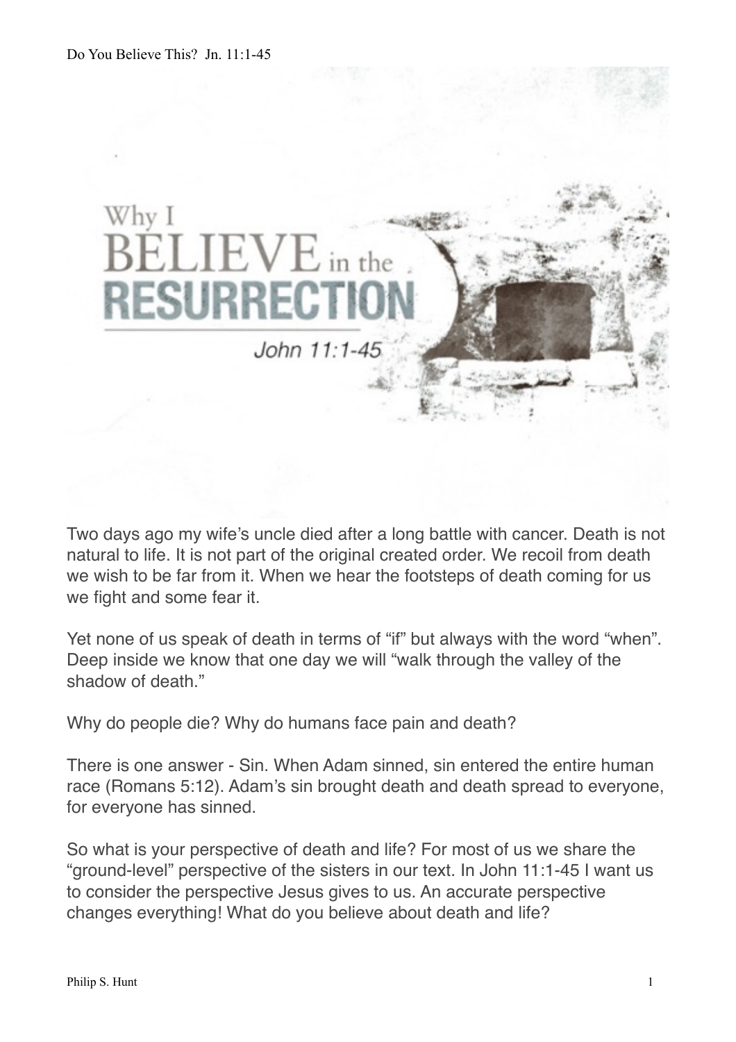# Why I BELIEVE in the RESURRECTION

## John 11:1-45

Two days ago my wife's uncle died after a long battle with cancer. Death is not natural to life. It is not part of the original created order. We recoil from death we wish to be far from it. When we hear the footsteps of death coming for us we fight and some fear it.

Yet none of us speak of death in terms of "if" but always with the word "when". Deep inside we know that one day we will "walk through the valley of the shadow of death."

Why do people die? Why do humans face pain and death?

There is one answer - Sin. When Adam sinned, sin entered the entire human race (Romans 5:12). Adam's sin brought death and death spread to everyone, for everyone has sinned.

So what is your perspective of death and life? For most of us we share the "ground-level" perspective of the sisters in our text. In John 11:1-45 I want us to consider the perspective Jesus gives to us. An accurate perspective changes everything! What do you believe about death and life?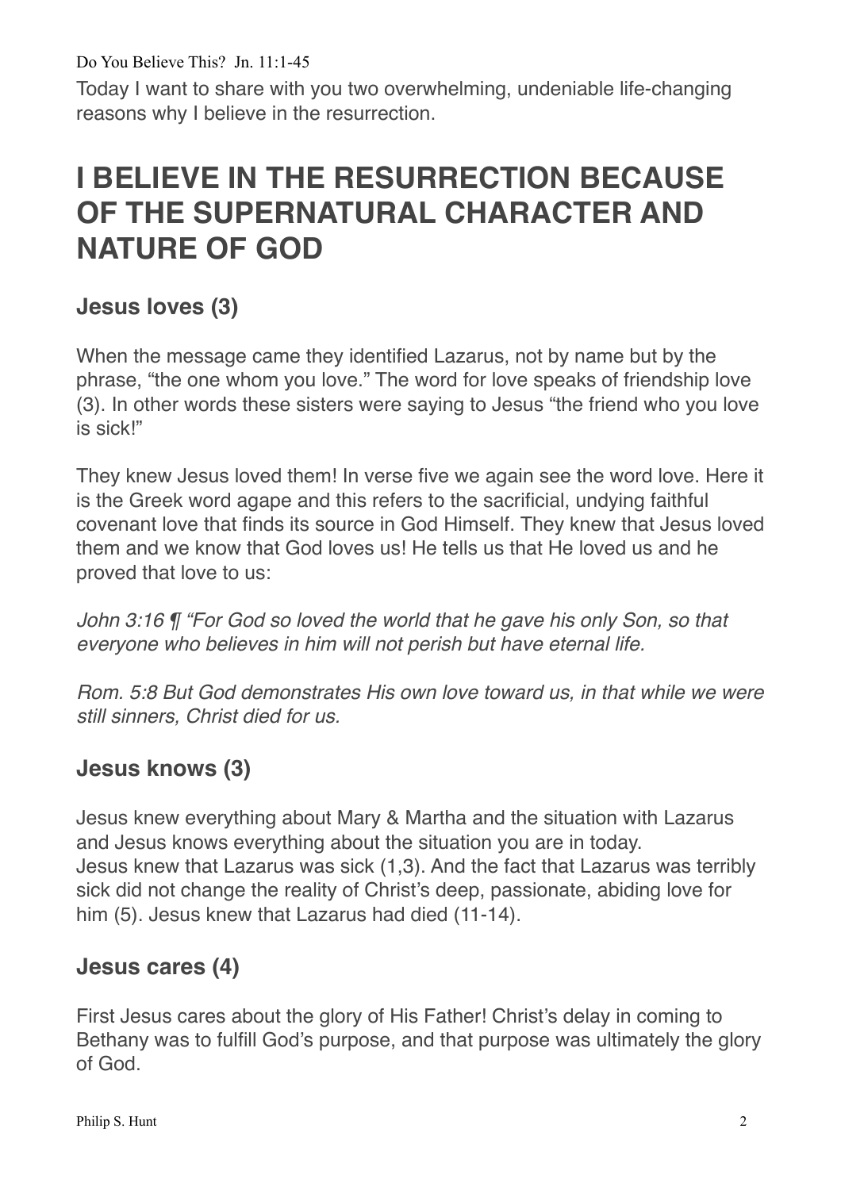Today I want to share with you two overwhelming, undeniable life-changing reasons why I believe in the resurrection.

# I BELIEVE IN THE RESURRECTION BECAUSE OF THE SUPERNATURAL CHARACTER AND NATURE OF GOD

## Jesus loves (3)

When the message came they identified Lazarus, not by name but by the phrase, "the one whom you love." The word for love speaks of friendship love (3). In other words these sisters were saying to Jesus "the friend who you love is sick!"

They knew Jesus loved them! In verse five we again see the word love. Here it is the Greek word agape and this refers to the sacrificial, undying faithful covenant love that finds its source in God Himself. They knew that Jesus loved them and we know that God loves us! He tells us that He loved us and he proved that love to us:

*John 3:16 ¶ "For God so loved the world that he gave his only Son, so that everyone who believes in him will not perish but have eternal life.*

*Rom. 5:8 But God demonstrates His own love toward us, in that while we were still sinners, Christ died for us.*

## Jesus knows (3)

Jesus knew everything about Mary & Martha and the situation with Lazarus and Jesus knows everything about the situation you are in today.
Jesus knew that Lazarus was sick (1,3). And the fact that Lazarus was terribly sick did not change the reality of Christ's deep, passionate, abiding love for him (5). Jesus knew that Lazarus had died (11-14).

## Jesus cares (4)

First Jesus cares about the glory of His Father! Christ's delay in coming to Bethany was to fulfill God's purpose, and that purpose was ultimately the glory of God.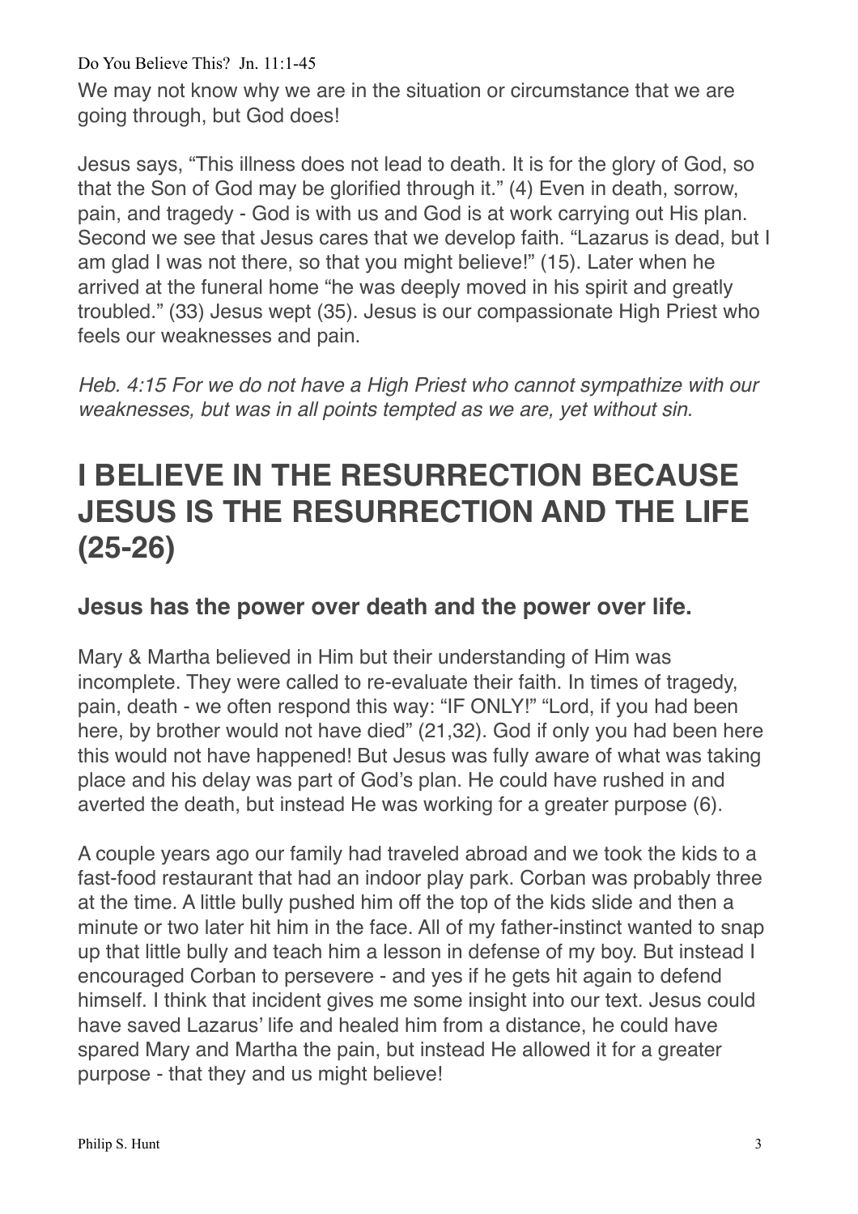We may not know why we are in the situation or circumstance that we are going through, but God does!

Jesus says, “This illness does not lead to death. It is for the glory of God, so that the Son of God may be glorified through it.” (4) Even in death, sorrow, pain, and tragedy - God is with us and God is at work carrying out His plan. Second we see that Jesus cares that we develop faith. “Lazarus is dead, but I am glad I was not there, so that you might believe!” (15). Later when he arrived at the funeral home “he was deeply moved in his spirit and greatly troubled.” (33) Jesus wept (35). Jesus is our compassionate High Priest who feels our weaknesses and pain.

*Heb. 4:15 For we do not have a High Priest who cannot sympathize with our weaknesses, but was in all points tempted as we are, yet without sin.*

# I BELIEVE IN THE RESURRECTION BECAUSE JESUS IS THE RESURRECTION AND THE LIFE (25-26)

### Jesus has the power over death and the power over life.

Mary & Martha believed in Him but their understanding of Him was incomplete. They were called to re-evaluate their faith. In times of tragedy, pain, death - we often respond this way: “IF ONLY!” “Lord, if you had been here, by brother would not have died” (21,32). God if only you had been here this would not have happened! But Jesus was fully aware of what was taking place and his delay was part of God’s plan. He could have rushed in and averted the death, but instead He was working for a greater purpose (6).

A couple years ago our family had traveled abroad and we took the kids to a fast-food restaurant that had an indoor play park. Corban was probably three at the time. A little bully pushed him off the top of the kids slide and then a minute or two later hit him in the face. All of my father-instinct wanted to snap up that little bully and teach him a lesson in defense of my boy. But instead I encouraged Corban to persevere - and yes if he gets hit again to defend himself. I think that incident gives me some insight into our text. Jesus could have saved Lazarus’ life and healed him from a distance, he could have spared Mary and Martha the pain, but instead He allowed it for a greater purpose - that they and us might believe!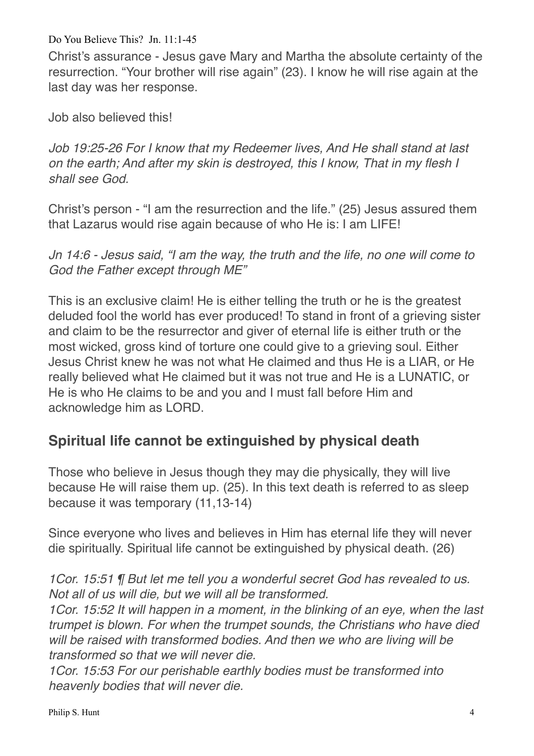Christ's assurance - Jesus gave Mary and Martha the absolute certainty of the resurrection. "Your brother will rise again" (23). I know he will rise again at the last day was her response.

Job also believed this!

*Job 19:25-26 For I know that my Redeemer lives, And He shall stand at last on the earth; And after my skin is destroyed, this I know, That in my flesh I shall see God.*

Christ's person - "I am the resurrection and the life." (25) Jesus assured them that Lazarus would rise again because of who He is: I am LIFE!

*Jn 14:6 - Jesus said, "I am the way, the truth and the life, no one will come to God the Father except through ME"*

This is an exclusive claim! He is either telling the truth or he is the greatest deluded fool the world has ever produced! To stand in front of a grieving sister and claim to be the resurrector and giver of eternal life is either truth or the most wicked, gross kind of torture one could give to a grieving soul. Either Jesus Christ knew he was not what He claimed and thus He is a LIAR, or He really believed what He claimed but it was not true and He is a LUNATIC, or He is who He claims to be and you and I must fall before Him and acknowledge him as LORD.

## Spiritual life cannot be extinguished by physical death

Those who believe in Jesus though they may die physically, they will live because He will raise them up. (25). In this text death is referred to as sleep because it was temporary (11,13-14)

Since everyone who lives and believes in Him has eternal life they will never die spiritually. Spiritual life cannot be extinguished by physical death. (26)

*1Cor. 15:51 ¶ But let me tell you a wonderful secret God has revealed to us. Not all of us will die, but we will all be transformed.*
*1Cor. 15:52 It will happen in a moment, in the blinking of an eye, when the last trumpet is blown. For when the trumpet sounds, the Christians who have died will be raised with transformed bodies. And then we who are living will be transformed so that we will never die.*
*1Cor. 15:53 For our perishable earthly bodies must be transformed into heavenly bodies that will never die.*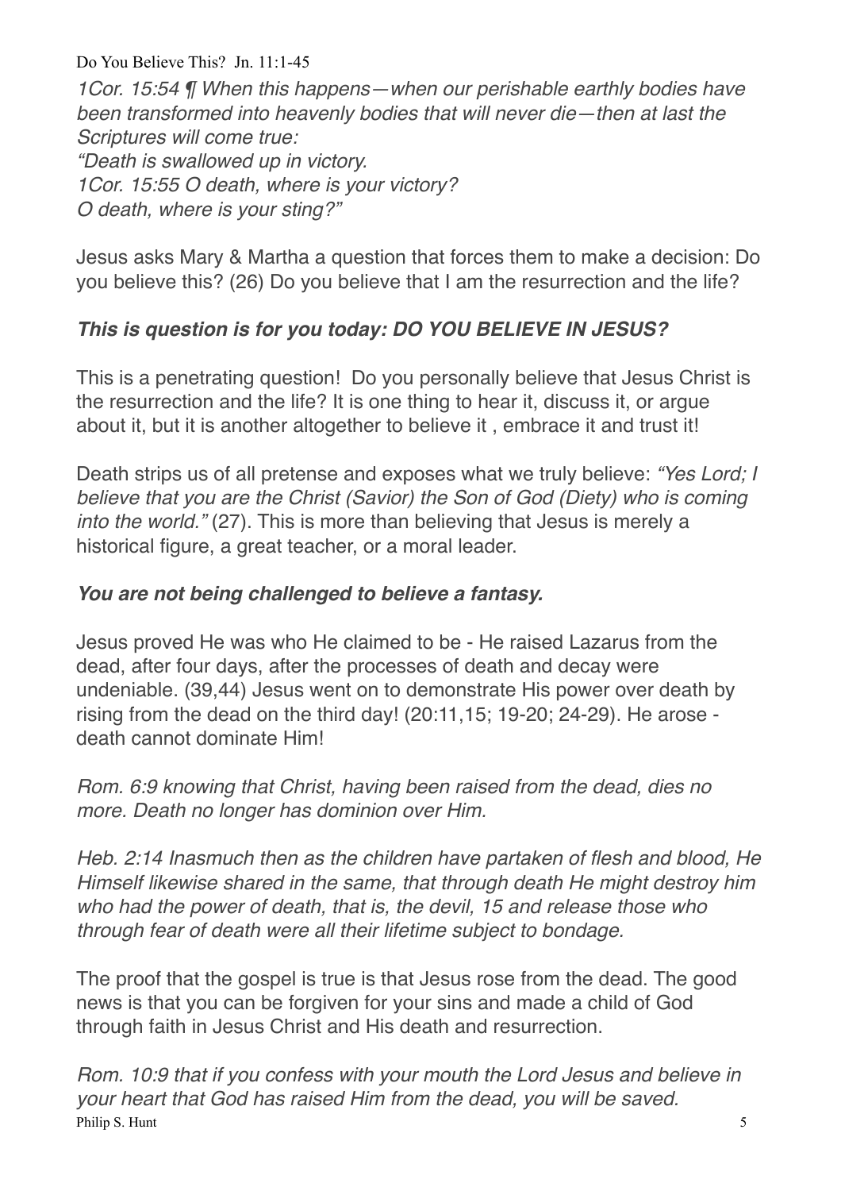*1Cor. 15:54 ¶ When this happens—when our perishable earthly bodies have been transformed into heavenly bodies that will never die—then at last the Scriptures will come true:*
*"Death is swallowed up in victory.*
*1Cor. 15:55 O death, where is your victory?*
*O death, where is your sting?"*

Jesus asks Mary & Martha a question that forces them to make a decision: Do you believe this? (26) Do you believe that I am the resurrection and the life?

***This is question is for you today: DO YOU BELIEVE IN JESUS?***

This is a penetrating question! Do you personally believe that Jesus Christ is the resurrection and the life? It is one thing to hear it, discuss it, or argue about it, but it is another altogether to believe it , embrace it and trust it!

Death strips us of all pretense and exposes what we truly believe: *"Yes Lord; I believe that you are the Christ (Savior) the Son of God (Diety) who is coming into the world."* (27). This is more than believing that Jesus is merely a historical figure, a great teacher, or a moral leader.

***You are not being challenged to believe a fantasy.***

Jesus proved He was who He claimed to be - He raised Lazarus from the dead, after four days, after the processes of death and decay were undeniable. (39,44) Jesus went on to demonstrate His power over death by rising from the dead on the third day! (20:11,15; 19-20; 24-29). He arose - death cannot dominate Him!

*Rom. 6:9 knowing that Christ, having been raised from the dead, dies no more. Death no longer has dominion over Him.*

*Heb. 2:14 Inasmuch then as the children have partaken of flesh and blood, He Himself likewise shared in the same, that through death He might destroy him who had the power of death, that is, the devil, 15 and release those who through fear of death were all their lifetime subject to bondage.*

The proof that the gospel is true is that Jesus rose from the dead. The good news is that you can be forgiven for your sins and made a child of God through faith in Jesus Christ and His death and resurrection.

*Rom. 10:9 that if you confess with your mouth the Lord Jesus and believe in your heart that God has raised Him from the dead, you will be saved.*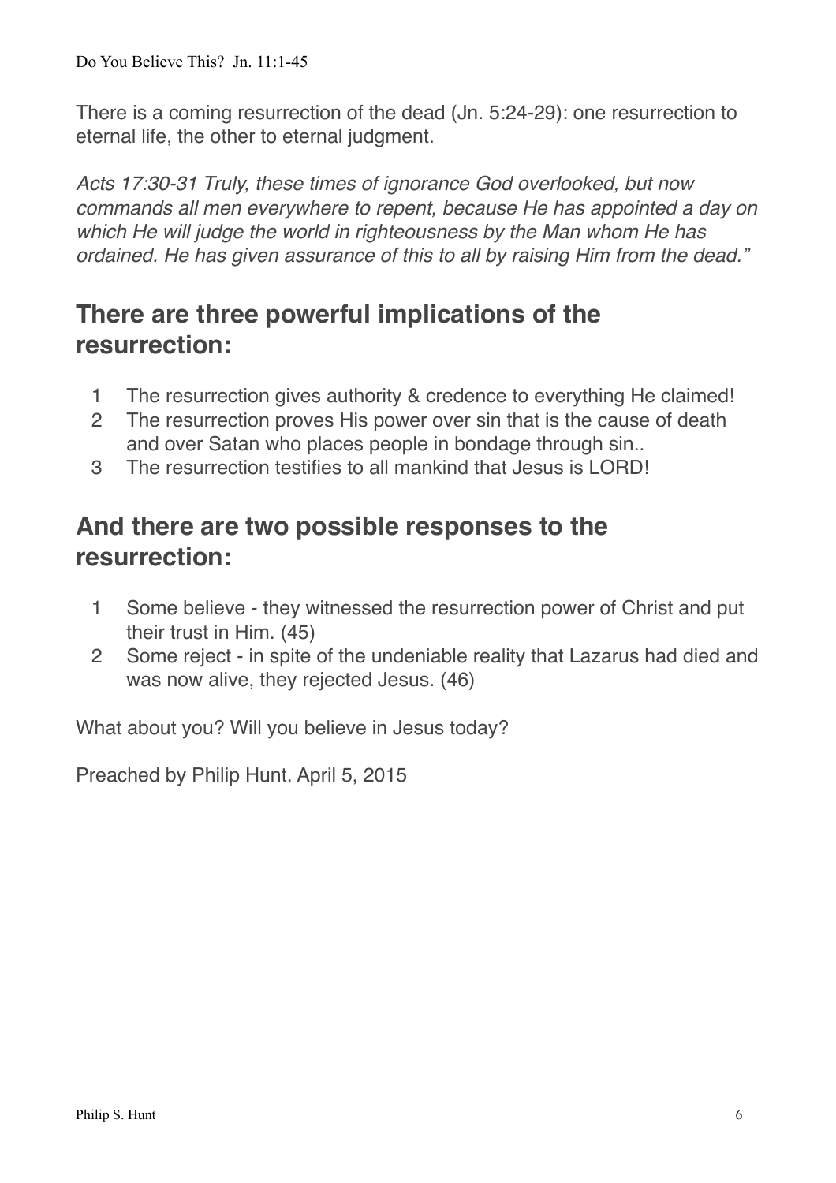There is a coming resurrection of the dead (Jn. 5:24-29): one resurrection to eternal life, the other to eternal judgment.

*Acts 17:30-31 Truly, these times of ignorance God overlooked, but now commands all men everywhere to repent, because He has appointed a day on which He will judge the world in righteousness by the Man whom He has ordained. He has given assurance of this to all by raising Him from the dead."*

## There are three powerful implications of the resurrection:

1. The resurrection gives authority & credence to everything He claimed!
2. The resurrection proves His power over sin that is the cause of death and over Satan who places people in bondage through sin..
3. The resurrection testifies to all mankind that Jesus is LORD!

## And there are two possible responses to the resurrection:

1. Some believe - they witnessed the resurrection power of Christ and put their trust in Him. (45)
2. Some reject - in spite of the undeniable reality that Lazarus had died and was now alive, they rejected Jesus. (46)

What about you? Will you believe in Jesus today?

Preached by Philip Hunt. April 5, 2015